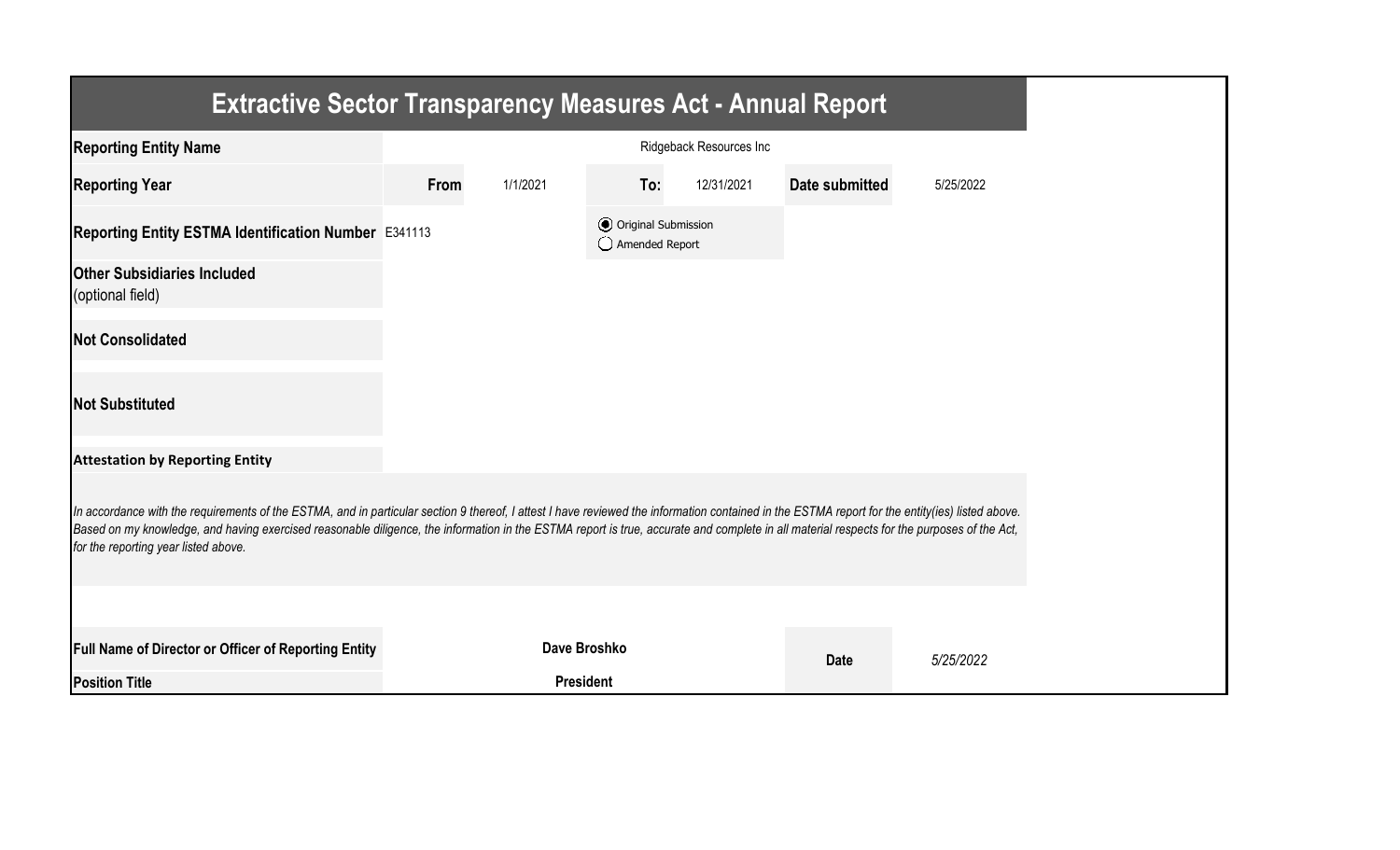# Extractive Sector Transparency Measures Act - Annual Report

| | | | | | | |
|---|---|---|---|---|---|---|
| **Reporting Entity Name** | Ridgeback Resources Inc | | | | | |
| **Reporting Year** | **From** | 1/1/2021 | **To:** | 12/31/2021 | **Date submitted** | 5/25/2022 |
| **Reporting Entity ESTMA Identification Number** | E341113 | | ◉ Original Submission ◯ Amended Report | | | |
| **Other Subsidiaries Included** (optional field) | | | | | | |
| **Not Consolidated** | | | | | | |
| **Not Substituted** | | | | | | |

**Attestation by Reporting Entity**

*In accordance with the requirements of the ESTMA, and in particular section 9 thereof, I attest I have reviewed the information contained in the ESTMA report for the entity(ies) listed above. Based on my knowledge, and having exercised reasonable diligence, the information in the ESTMA report is true, accurate and complete in all material respects for the purposes of the Act, for the reporting year listed above.*

| | | | |
|---|---|---|---|
| **Full Name of Director or Officer of Reporting Entity** | **Dave Broshko** | **Date** | *5/25/2022* |
| **Position Title** | **President** | | |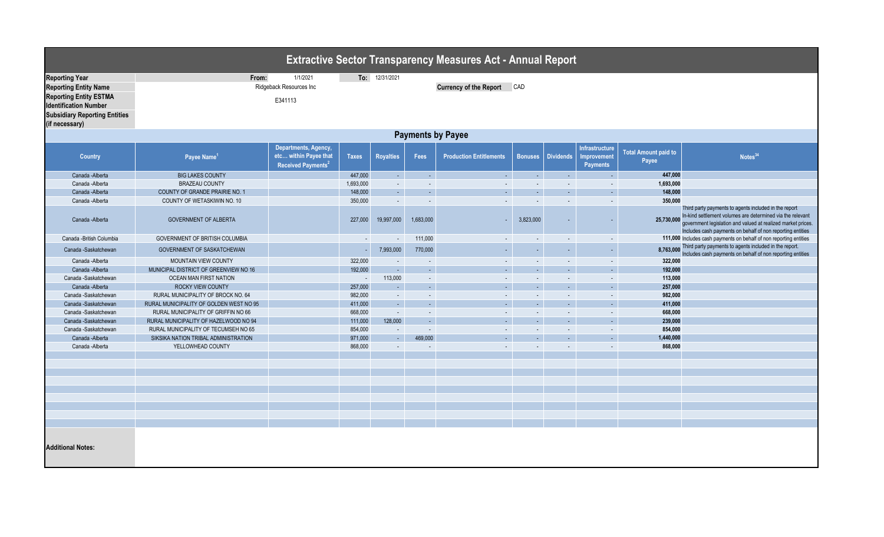# Extractive Sector Transparency Measures Act - Annual Report

| | | | |
|---|---|---|---|
| **Reporting Year** | From: 1/1/2021 | To: 12/31/2021 | |
| **Reporting Entity Name** | Ridgeback Resources Inc | **Currency of the Report** | CAD |
| **Reporting Entity ESTMA Identification Number** | E341113 | | |
| **Subsidiary Reporting Entities (if necessary)** | | | |

## Payments by Payee

| Country | Payee Name[1] | Departments, Agency, etc... within Payee that Received Payments[2] | Taxes | Royalties | Fees | Production Entitlements | Bonuses | Dividends | Infrastructure Improvement Payments | Total Amount paid to Payee | Notes[34] |
|---|---|---|---|---|---|---|---|---|---|---|---|
| Canada -Alberta | BIG LAKES COUNTY | | 447,000 | - | - | - | - | - | - | 447,000 | |
| Canada -Alberta | BRAZEAU COUNTY | | 1,693,000 | - | - | - | - | - | - | 1,693,000 | |
| Canada -Alberta | COUNTY OF GRANDE PRAIRIE NO. 1 | | 148,000 | - | - | - | - | - | - | 148,000 | |
| Canada -Alberta | COUNTY OF WETASKIWIN NO. 10 | | 350,000 | - | - | - | - | - | - | 350,000 | |
| Canada -Alberta | GOVERNMENT OF ALBERTA | | 227,000 | 19,997,000 | 1,683,000 | - | 3,823,000 | - | - | 25,730,000 | Third party payments to agents included in the report In-kind settlement volumes are determined via the relevant government legislation and valued at realized market prices. Includes cash payments on behalf of non reporting entities |
| Canada -British Columbia | GOVERNMENT OF BRITISH COLUMBIA | | - | - | 111,000 | - | - | - | - | 111,000 | Includes cash payments on behalf of non reporting entities |
| Canada -Saskatchewan | GOVERNMENT OF SASKATCHEWAN | | - | 7,993,000 | 770,000 | - | - | - | - | 8,763,000 | Third party payments to agents included in the report. Includes cash payments on behalf of non reporting entities |
| Canada -Alberta | MOUNTAIN VIEW COUNTY | | 322,000 | - | - | - | - | - | - | 322,000 | |
| Canada -Alberta | MUNICIPAL DISTRICT OF GREENVIEW NO 16 | | 192,000 | - | - | - | - | - | - | 192,000 | |
| Canada -Saskatchewan | OCEAN MAN FIRST NATION | | - | 113,000 | - | - | - | - | - | 113,000 | |
| Canada -Alberta | ROCKY VIEW COUNTY | | 257,000 | - | - | - | - | - | - | 257,000 | |
| Canada -Saskatchewan | RURAL MUNICIPALITY OF BROCK NO. 64 | | 982,000 | - | - | - | - | - | - | 982,000 | |
| Canada -Saskatchewan | RURAL MUNICIPALITY OF GOLDEN WEST NO 95 | | 411,000 | - | - | - | - | - | - | 411,000 | |
| Canada -Saskatchewan | RURAL MUNICIPALITY OF GRIFFIN NO 66 | | 668,000 | - | - | - | - | - | - | 668,000 | |
| Canada -Saskatchewan | RURAL MUNICIPALITY OF HAZELWOOD NO 94 | | 111,000 | 128,000 | - | - | - | - | - | 239,000 | |
| Canada -Saskatchewan | RURAL MUNICIPALITY OF TECUMSEH NO 65 | | 854,000 | - | - | - | - | - | - | 854,000 | |
| Canada -Alberta | SIKSIKA NATION TRIBAL ADMINISTRATION | | 971,000 | - | 469,000 | - | - | - | - | 1,440,000 | |
| Canada -Alberta | YELLOWHEAD COUNTY | | 868,000 | - | - | - | - | - | - | 868,000 | |

**Additional Notes:**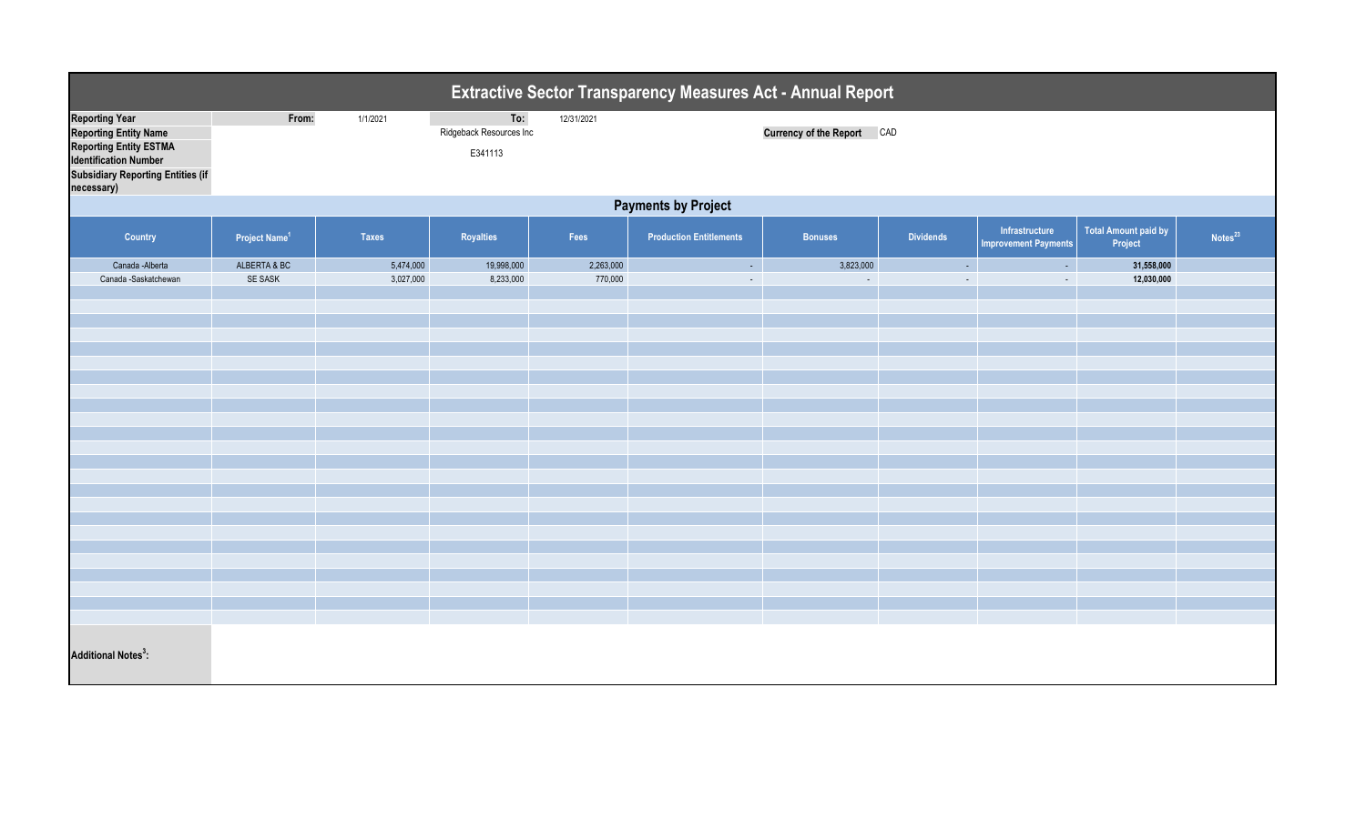# Extractive Sector Transparency Measures Act - Annual Report

| | | | | |
|---|---|---|---|---|
| **Reporting Year** | **From:** | 1/1/2021 | **To:** | 12/31/2021 |
| **Reporting Entity Name** | | Ridgeback Resources Inc | | |
| **Reporting Entity ESTMA Identification Number** | | E341113 | | |
| **Subsidiary Reporting Entities (if necessary)** | | | | |

**Currency of the Report** CAD

## Payments by Project

| Country | Project Name[1] | Taxes | Royalties | Fees | Production Entitlements | Bonuses | Dividends | Infrastructure Improvement Payments | Total Amount paid by Project | Notes[23] |
|---|---|---|---|---|---|---|---|---|---|---|
| Canada -Alberta | ALBERTA & BC | 5,474,000 | 19,998,000 | 2,263,000 | - | 3,823,000 | - | - | **31,558,000** | |
| Canada -Saskatchewan | SE SASK | 3,027,000 | 8,233,000 | 770,000 | - | - | - | - | **12,030,000** | |

**Additional Notes[3]:**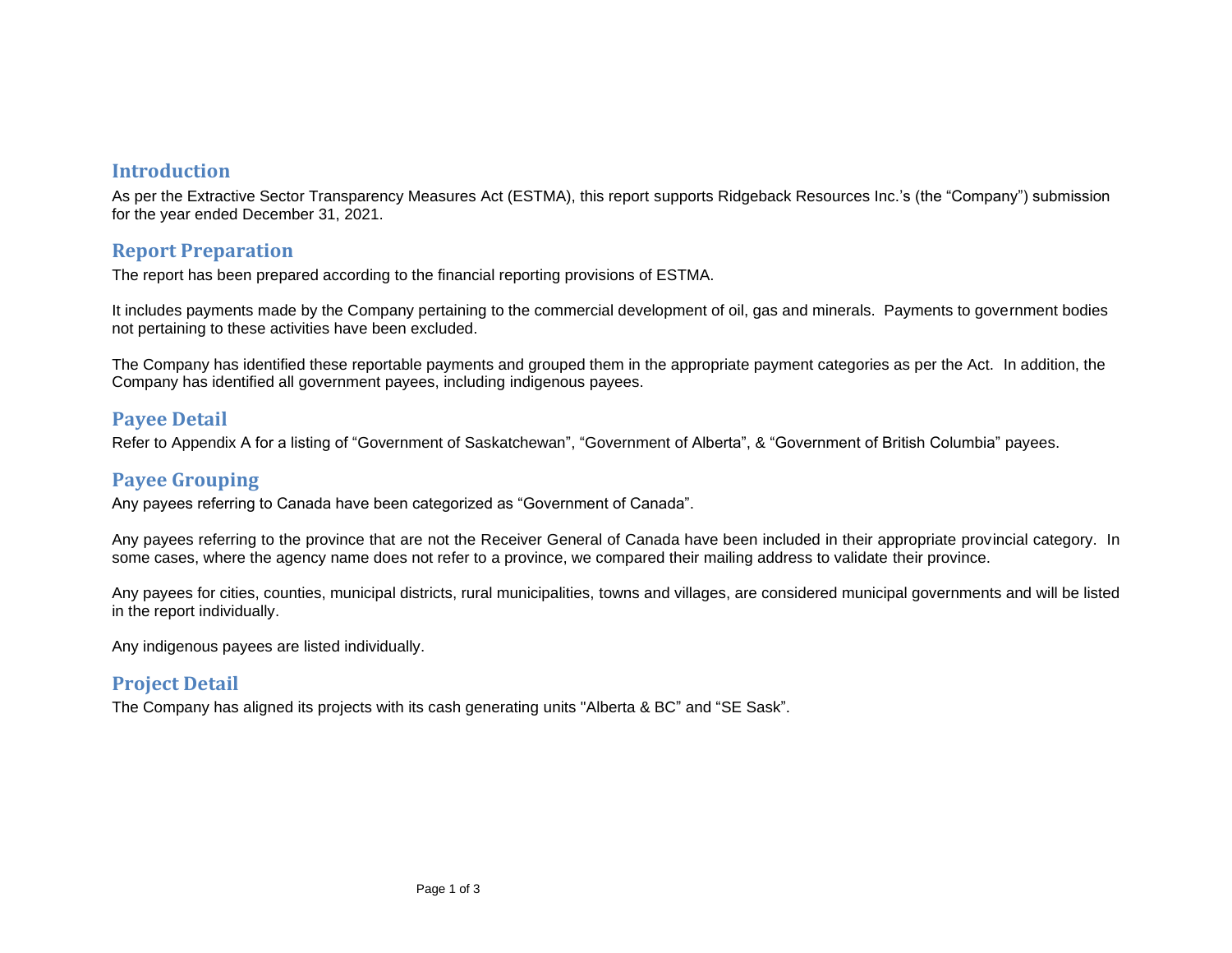## Introduction

As per the Extractive Sector Transparency Measures Act (ESTMA), this report supports Ridgeback Resources Inc.'s (the "Company") submission for the year ended December 31, 2021.

## Report Preparation

The report has been prepared according to the financial reporting provisions of ESTMA.

It includes payments made by the Company pertaining to the commercial development of oil, gas and minerals. Payments to government bodies not pertaining to these activities have been excluded.

The Company has identified these reportable payments and grouped them in the appropriate payment categories as per the Act. In addition, the Company has identified all government payees, including indigenous payees.

## Payee Detail

Refer to Appendix A for a listing of "Government of Saskatchewan", "Government of Alberta", & "Government of British Columbia" payees.

## Payee Grouping

Any payees referring to Canada have been categorized as "Government of Canada".

Any payees referring to the province that are not the Receiver General of Canada have been included in their appropriate provincial category. In some cases, where the agency name does not refer to a province, we compared their mailing address to validate their province.

Any payees for cities, counties, municipal districts, rural municipalities, towns and villages, are considered municipal governments and will be listed in the report individually.

Any indigenous payees are listed individually.

## Project Detail

The Company has aligned its projects with its cash generating units "Alberta & BC" and "SE Sask".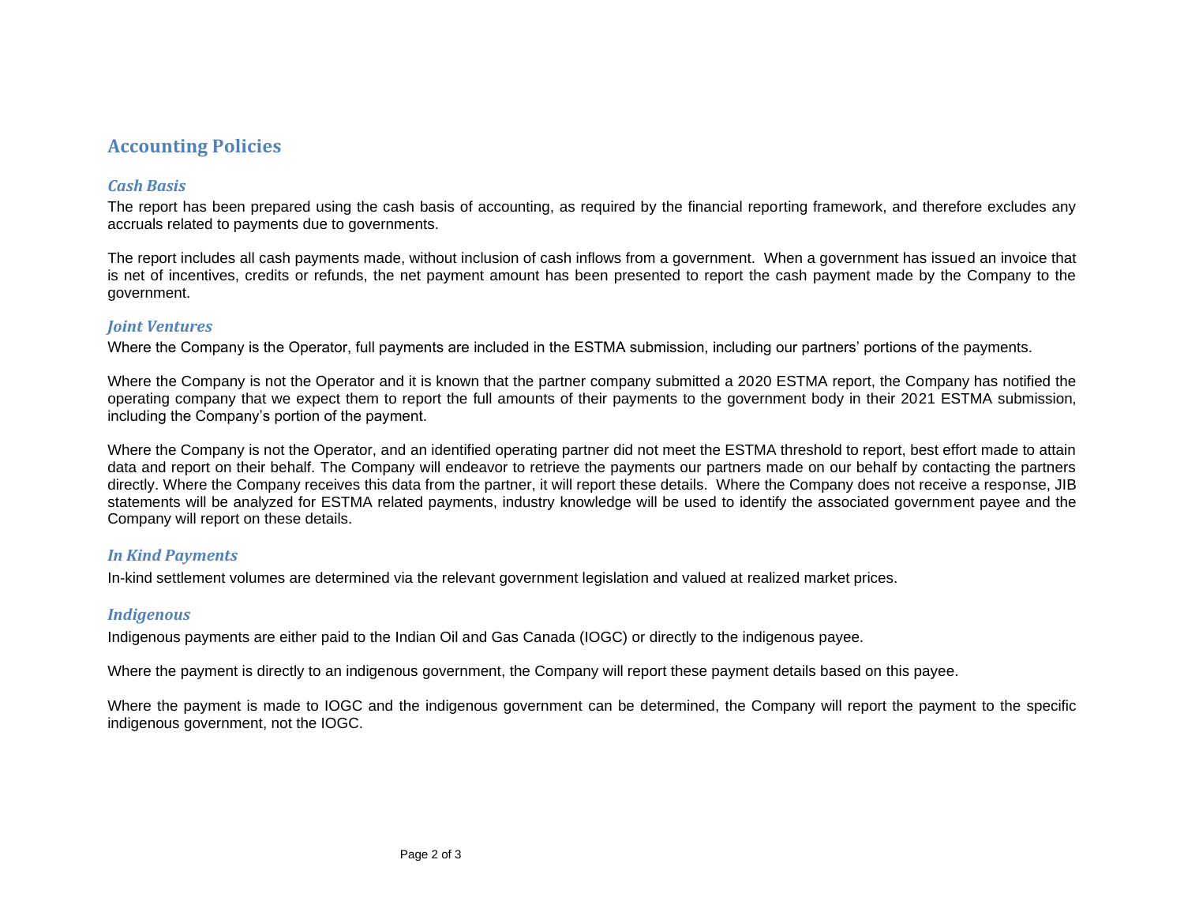## Accounting Policies

### *Cash Basis*

The report has been prepared using the cash basis of accounting, as required by the financial reporting framework, and therefore excludes any accruals related to payments due to governments.

The report includes all cash payments made, without inclusion of cash inflows from a government. When a government has issued an invoice that is net of incentives, credits or refunds, the net payment amount has been presented to report the cash payment made by the Company to the government.

### *Joint Ventures*

Where the Company is the Operator, full payments are included in the ESTMA submission, including our partners' portions of the payments.

Where the Company is not the Operator and it is known that the partner company submitted a 2020 ESTMA report, the Company has notified the operating company that we expect them to report the full amounts of their payments to the government body in their 2021 ESTMA submission, including the Company's portion of the payment.

Where the Company is not the Operator, and an identified operating partner did not meet the ESTMA threshold to report, best effort made to attain data and report on their behalf. The Company will endeavor to retrieve the payments our partners made on our behalf by contacting the partners directly. Where the Company receives this data from the partner, it will report these details. Where the Company does not receive a response, JIB statements will be analyzed for ESTMA related payments, industry knowledge will be used to identify the associated government payee and the Company will report on these details.

### *In Kind Payments*

In-kind settlement volumes are determined via the relevant government legislation and valued at realized market prices.

### *Indigenous*

Indigenous payments are either paid to the Indian Oil and Gas Canada (IOGC) or directly to the indigenous payee.

Where the payment is directly to an indigenous government, the Company will report these payment details based on this payee.

Where the payment is made to IOGC and the indigenous government can be determined, the Company will report the payment to the specific indigenous government, not the IOGC.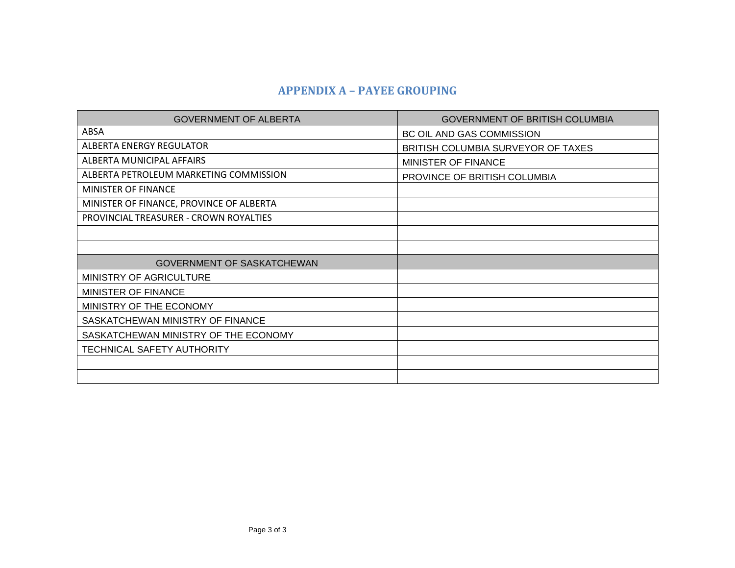## APPENDIX A – PAYEE GROUPING

| GOVERNMENT OF ALBERTA | GOVERNMENT OF BRITISH COLUMBIA |
|---|---|
| ABSA | BC OIL AND GAS COMMISSION |
| ALBERTA ENERGY REGULATOR | BRITISH COLUMBIA SURVEYOR OF TAXES |
| ALBERTA MUNICIPAL AFFAIRS | MINISTER OF FINANCE |
| ALBERTA PETROLEUM MARKETING COMMISSION | PROVINCE OF BRITISH COLUMBIA |
| MINISTER OF FINANCE | |
| MINISTER OF FINANCE, PROVINCE OF ALBERTA | |
| PROVINCIAL TREASURER - CROWN ROYALTIES | |
| | |
| | |
| GOVERNMENT OF SASKATCHEWAN | |
| MINISTRY OF AGRICULTURE | |
| MINISTER OF FINANCE | |
| MINISTRY OF THE ECONOMY | |
| SASKATCHEWAN MINISTRY OF FINANCE | |
| SASKATCHEWAN MINISTRY OF THE ECONOMY | |
| TECHNICAL SAFETY AUTHORITY | |
| | |
| | |